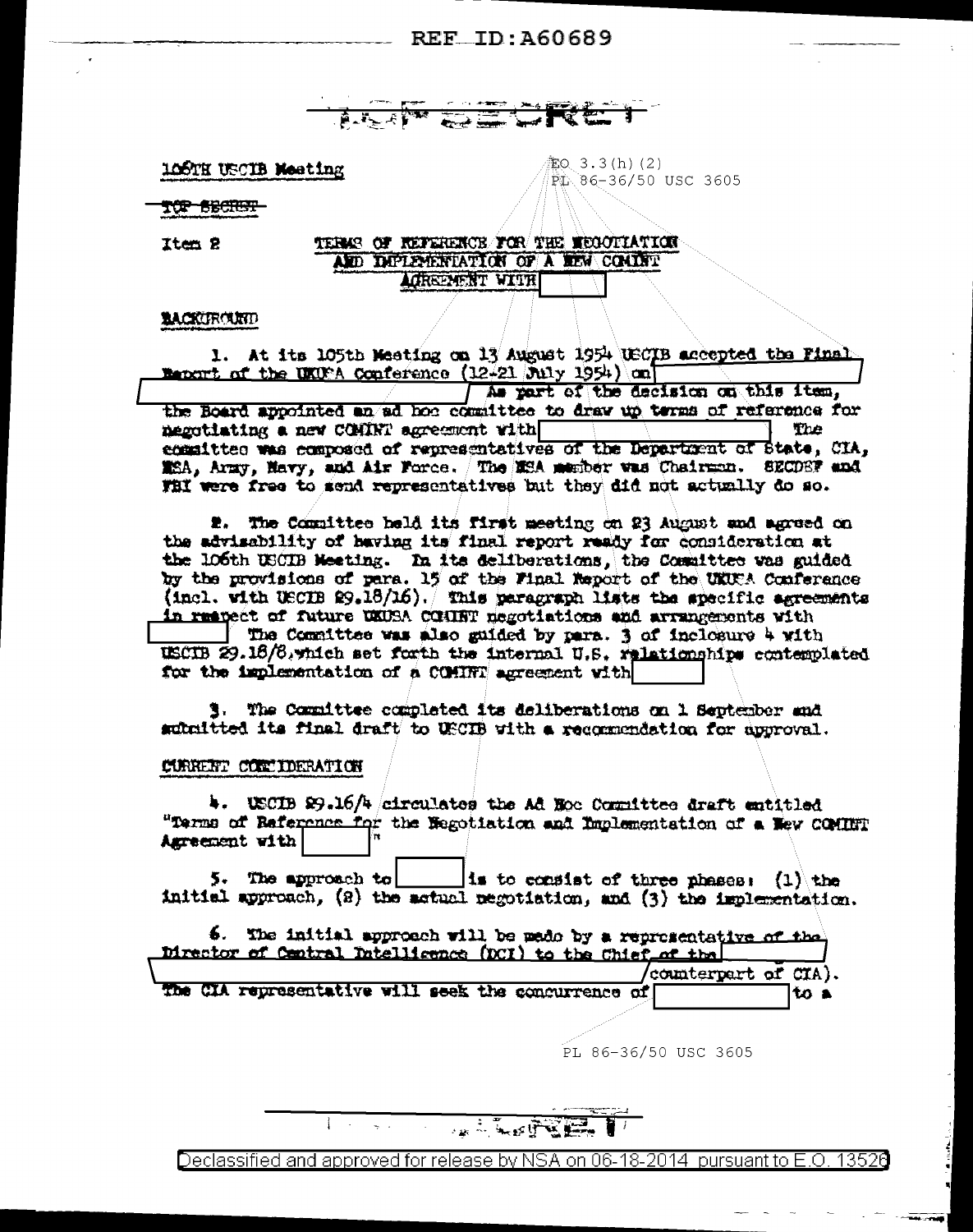REF ID:A60689

TOP SECRET

106TH USCIB Meeting

EO 3.3(h)(2)
PL 86-36/50 USC 3605

TOP SECRET

Item 2

TERMS OF REFERENCE FOR THE NEGOTIATION AND IMPLEMENTATION OF A NEW COMINT AGREEMENT WITH [ ]

**BACKGROUND**

1. At its 105th Meeting on 13 August 1954 USCIB accepted the Final Report of the UKUSA Conference (12-21 July 1954) on [ ] As part of the decision on this item, the Board appointed an ad hoc committee to draw up terms of reference for negotiating a new COMINT agreement with [ ] The committee was composed of representatives of the Department of State, CIA, NSA, Army, Navy, and Air Force. The NSA member was Chairman. SECDEF and FBI were free to send representatives but they did not actually do so.

2. The Committee held its first meeting on 23 August and agreed on the advisability of having its final report ready for consideration at the 106th USCIB Meeting. In its deliberations, the Committee was guided by the provisions of para. 15 of the Final Report of the UKUSA Conference (incl. with USCIB 29.18/16). This paragraph lists the specific agreements in respect of future UKUSA COMINT negotiations and arrangements with [ ] The Committee was also guided by para. 3 of inclosure 4 with USCIB 29.18/8, which set forth the internal U.S. relationships contemplated for the implementation of a COMINT agreement with [ ]

3. The Committee completed its deliberations on 1 September and submitted its final draft to USCIB with a recommendation for approval.

**CURRENT CONSIDERATION**

4. USCIB 29.16/4 circulates the Ad Hoc Committee draft entitled "Terms of Reference for the Negotiation and Implementation of a New COMINT Agreement with [ ]"

5. The approach to [ ] is to consist of three phases: (1) the initial approach, (2) the actual negotiation, and (3) the implementation.

6. The initial approach will be made by a representative of the Director of Central Intelligence (DCI) to the Chief of the [ ] counterpart of CIA). The CIA representative will seek the concurrence of [ ] to a

PL 86-36/50 USC 3605

Declassified and approved for release by NSA on 06-18-2014 pursuant to E.O. 13526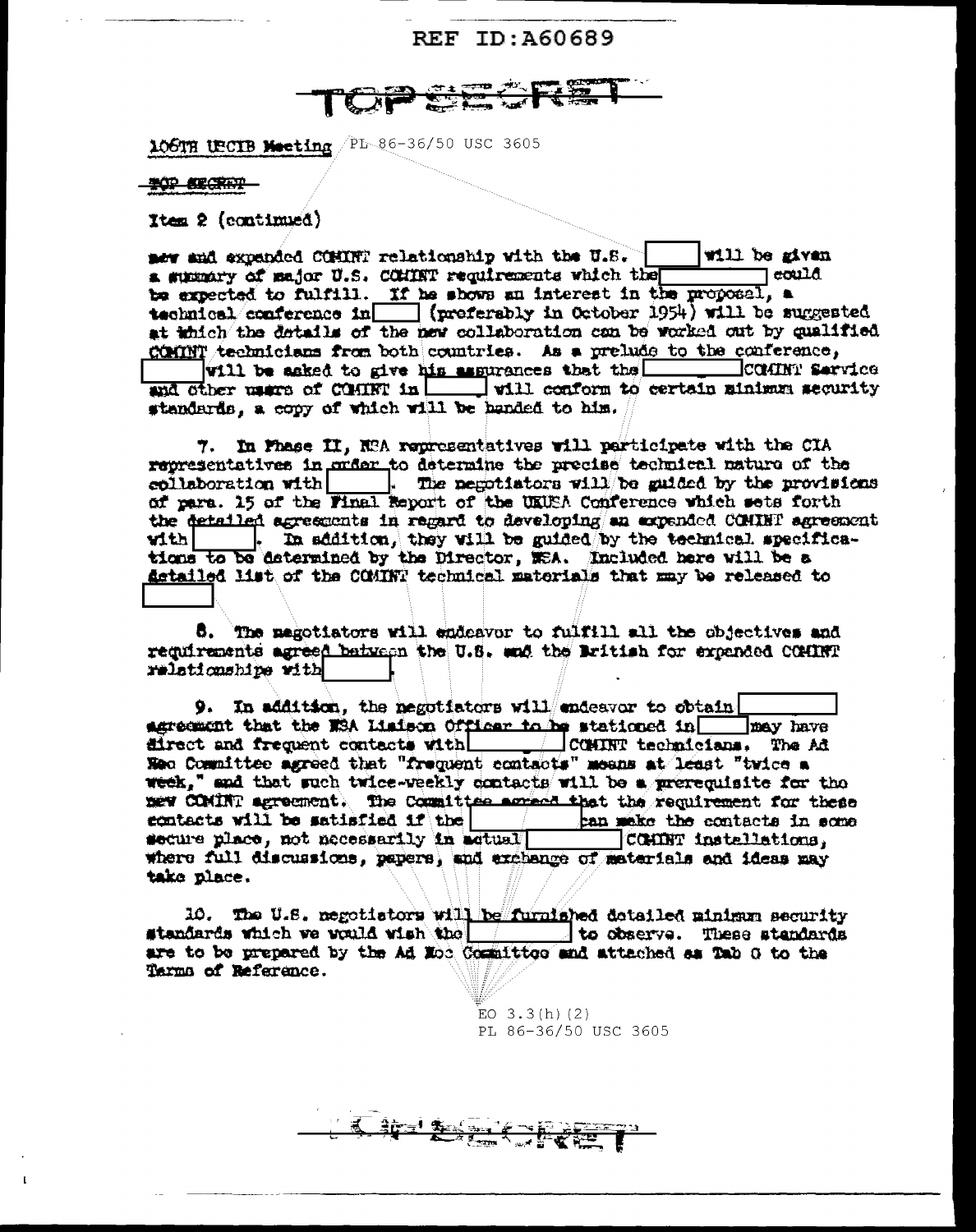REF ID:A60689

TOP SECRET

106TH USCIB Meeting PL 86-36/50 USC 3605

TOP SECRET

Item 2 (continued)

new and expanded COMINT relationship with the U.S. [    ] will be given a summary of major U.S. COMINT requirements which the [    ] could be expected to fulfill. If he shows an interest in the proposal, a technical conference in [    ] (preferably in October 1954) will be suggested at which the details of the new collaboration can be worked out by qualified COMINT technicians from both countries. As a prelude to the conference, [    ] will be asked to give his assurances that the [    ] COMINT Service and other users of COMINT in [    ] will conform to certain minimum security standards, a copy of which will be handed to him.

7. In Phase II, NSA representatives will participate with the CIA representatives in order to determine the precise technical nature of the collaboration with [    ]. The negotiators will be guided by the provisions of para. 15 of the Final Report of the UKUSA Conference which sets forth the detailed agreements in regard to developing an expanded COMINT agreement with [    ]. In addition, they will be guided by the technical specifications to be determined by the Director, NSA. Included here will be a detailed list of the COMINT technical materials that may be released to [    ]

8. The negotiators will endeavor to fulfill all the objectives and requirements agreed between the U.S. and the British for expanded COMINT relationships with [    ].

9. In addition, the negotiators will endeavor to obtain [    ] agreement that the NSA Liaison Officer to be stationed in [    ] may have direct and frequent contacts with [    ] COMINT technicians. The Ad Hoc Committee agreed that "frequent contacts" means at least "twice a week," and that such twice-weekly contacts will be a prerequisite for the new COMINT agreement. The Committee agreed that the requirement for these contacts will be satisfied if the [    ] can make the contacts in some secure place, not necessarily in actual [    ] COMINT installations, where full discussions, papers, and exchange of materials and ideas may take place.

10. The U.S. negotiators will be furnished detailed minimum security standards which we would wish the [    ] to observe. These standards are to be prepared by the Ad Hoc Committee and attached as Tab C to the Terms of Reference.

EO 3.3(h)(2)
PL 86-36/50 USC 3605

TOP SECRET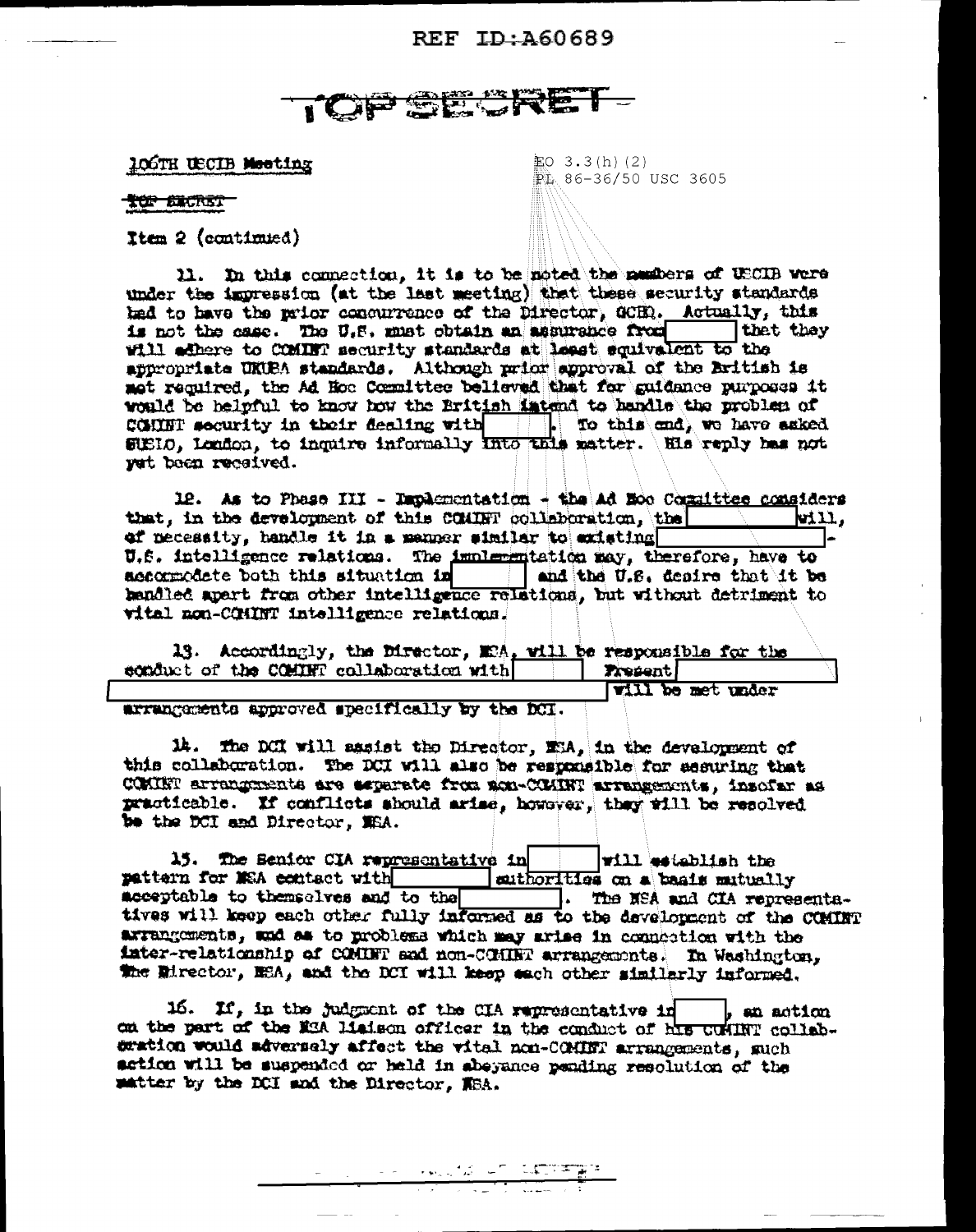TOP SECRET

106TH USCIB Meeting

EO 3.3(h)(2)
PL 86-36/50 USC 3605

TOP SECRET

Item 2 (continued)

11. In this connection, it is to be noted the members of USCIB were under the impression (at the last meeting) that these security standards had to have the prior concurrence of the Director, GCHQ. Actually, this is not the case. The U.S. must obtain an assurance from [REDACTED] that they will adhere to COMINT security standards at least equivalent to the appropriate UKUSA standards. Although prior approval of the British is not required, the Ad Hoc Committee believed that for guidance purposes it would be helpful to know how the British intend to handle the problem of COMINT security in their dealing with [REDACTED]. To this end, we have asked SUSLO, London, to inquire informally into this matter. His reply has not yet been received.

12. As to Phase III - Implementation - the Ad Hoc Committee considers that, in the development of this COMINT collaboration, the [REDACTED] will, of necessity, handle it in a manner similar to existing [REDACTED]-U.S. intelligence relations. The implementation may, therefore, have to accommodate both this situation in [REDACTED] and the U.S. desire that it be handled apart from other intelligence relations, but without detriment to vital non-COMINT intelligence relations.

13. Accordingly, the Director, NSA, will be responsible for the conduct of the COMINT collaboration with [REDACTED] Present [REDACTED] will be met under arrangements approved specifically by the DCI.

14. The DCI will assist the Director, NSA, in the development of this collaboration. The DCI will also be responsible for assuring that COMINT arrangements are separate from non-COMINT arrangements, insofar as practicable. If conflicts should arise, however, they will be resolved be the DCI and Director, NSA.

15. The Senior CIA representative in [REDACTED] will establish the pattern for NSA contact with [REDACTED] authorities on a basis mutually acceptable to themselves and to the [REDACTED]. The NSA and CIA representatives will keep each other fully informed as to the development of the COMINT arrangements, and as to problems which may arise in connection with the inter-relationship of COMINT and non-COMINT arrangements. In Washington, the Director, NSA, and the DCI will keep each other similarly informed.

16. If, in the judgment of the CIA representative in [REDACTED], an action on the part of the NSA liaison officer in the conduct of his COMINT collaboration would adversely affect the vital non-COMINT arrangements, such action will be suspended or held in abeyance pending resolution of the matter by the DCI and the Director, NSA.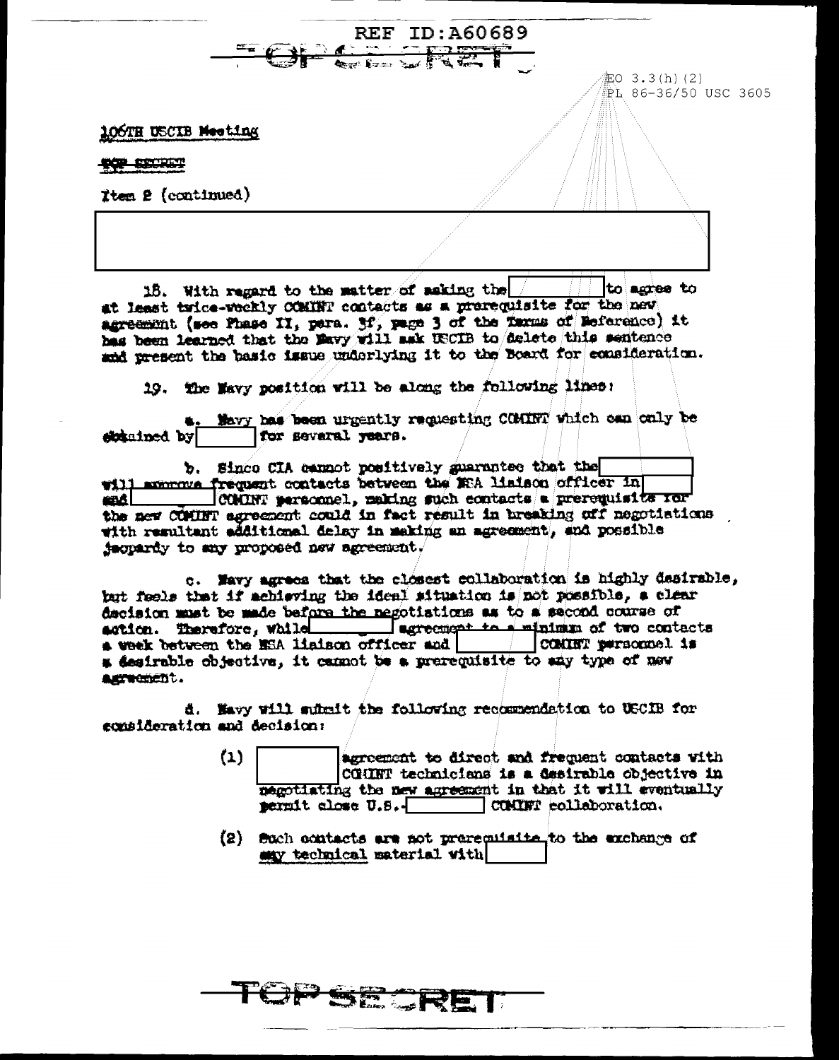REF ID:A60689

EO 3.3(h)(2)
PL 86-36/50 USC 3605

106TH USCIB Meeting

TOP SECRET

Item 2 (continued)

18. With regard to the matter of asking the [ ] to agree to at least twice-weekly COMINT contacts as a prerequisite for the new agreement (see Phase II, para. 3f, page 3 of the Terms of Reference) it has been learned that the Navy will ask USCIB to delete this sentence and present the basic issue underlying it to the Board for consideration.

19. The Navy position will be along the following lines:

a. Navy has been urgently requesting COMINT which can only be obtained by [ ] for several years.

b. Since CIA cannot positively guarantee that the [ ] will approve frequent contacts between the NSA liaison officer in [ ] and [ ] COMINT personnel, making such contacts a prerequisite for the new COMINT agreement could in fact result in breaking off negotiations with resultant additional delay in making an agreement, and possible jeopardy to any proposed new agreement.

c. Navy agrees that the closest collaboration is highly desirable, but feels that if achieving the ideal situation is not possible, a clear decision must be made before the negotiations as to a second course of action. Therefore, while [ ] agreement to a minimum of two contacts a week between the NSA liaison officer and [ ] COMINT personnel is a desirable objective, it cannot be a prerequisite to any type of new agreement.

d. Navy will submit the following recommendation to USCIB for consideration and decision:

(1) [ ] agreement to direct and frequent contacts with COMINT technicians is a desirable objective in negotiating the new agreement in that it will eventually permit close U.S.-[ ] COMINT collaboration.

(2) Such contacts are not prerequisite to the exchange of any technical material with [ ]

TOP SECRET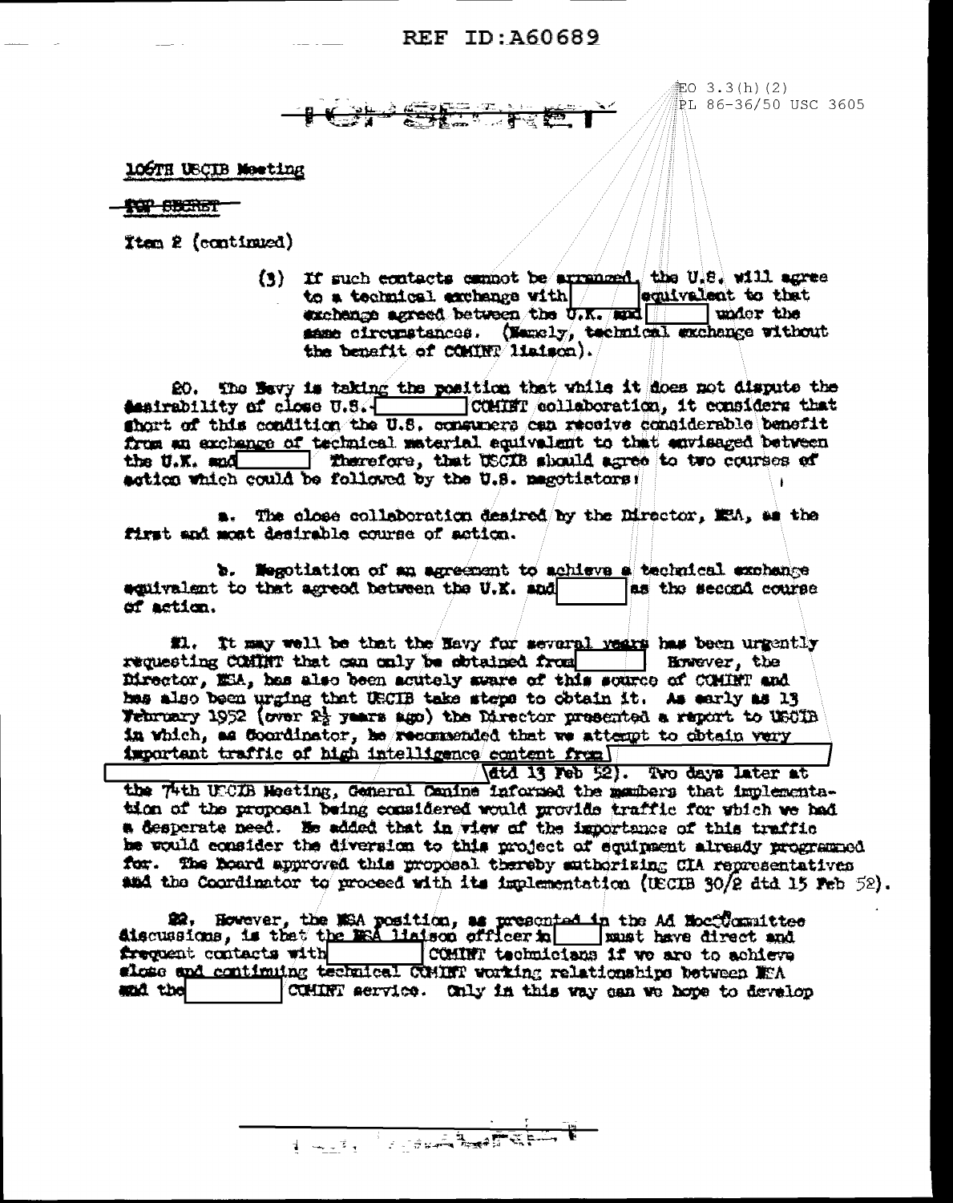EO 3.3(h)(2)
PL 86-36/50 USC 3605

TOP SECRET

106TH USCIB Meeting

TOP SECRET

Item 2 (continued)

> (3) If such contacts cannot be arranged, the U.S. will agree to a technical exchange with [ ] equivalent to that exchange agreed between the U.K. and [ ] under the same circumstances. (Namely, technical exchange without the benefit of COMINT liaison).

20. The Navy is taking the position that while it does not dispute the desirability of close U.S.-[ ] COMINT collaboration, it considers that short of this condition the U.S. consumers can receive considerable benefit from an exchange of technical material equivalent to that envisaged between the U.K. and [ ] Therefore, that USCIB should agree to two courses of action which could be followed by the U.S. negotiators:

a. The close collaboration desired by the Director, NSA, as the first and most desirable course of action.

b. Negotiation of an agreement to achieve a technical exchange equivalent to that agreed between the U.K. and [ ] as the second course of action.

21. It may well be that the Navy for several years has been urgently requesting COMINT that can only be obtained from [ ] However, the Director, NSA, has also been acutely aware of this source of COMINT and has also been urging that USCIB take steps to obtain it. As early as 13 February 1952 (over 2½ years ago) the Director presented a report to USCIB in which, as Coordinator, he recommended that we attempt to obtain very important traffic of high intelligence content from [ ] [ ] dtd 13 Feb 52). Two days later at the 74th USCIB Meeting, General Canine informed the members that implementation of the proposal being considered would provide traffic for which we had a desperate need. He added that in view of the importance of this traffic he would consider the diversion to this project of equipment already programmed for. The Board approved this proposal thereby authorizing CIA representatives and the Coordinator to proceed with its implementation (USCIB 30/2 dtd 15 Feb 52).

22. However, the NSA position, as presented in the Ad Hoc Committee discussions, is that the NSA liaison officer in [ ] must have direct and frequent contacts with [ ] COMINT technicians if we are to achieve close and continuing technical COMINT working relationships between NSA and the [ ] COMINT service. Only in this way can we hope to develop

TOP SECRET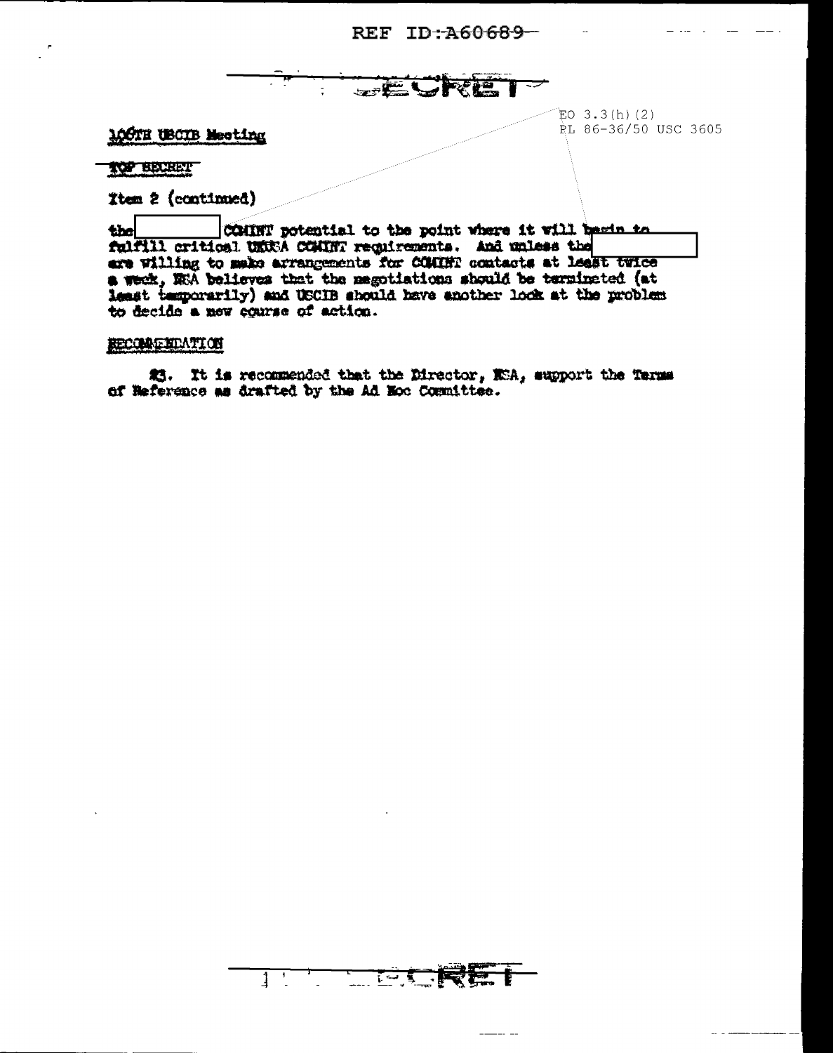EO 3.3(h)(2)
PL 86-36/50 USC 3605

100TH USCIB Meeting

TOP SECRET

Item 2 (continued)

the [redacted] COMINT potential to the point where it will begin to fulfill critical UKUSA COMINT requirements. And unless the [redacted] are willing to make arrangements for COMINT contacts at least twice a week, NSA believes that the negotiations should be terminated (at least temporarily) and USCIB should have another look at the problem to decide a new course of action.

RECOMMENDATION

3. It is recommended that the Director, NSA, support the Terms of Reference as drafted by the Ad Hoc Committee.